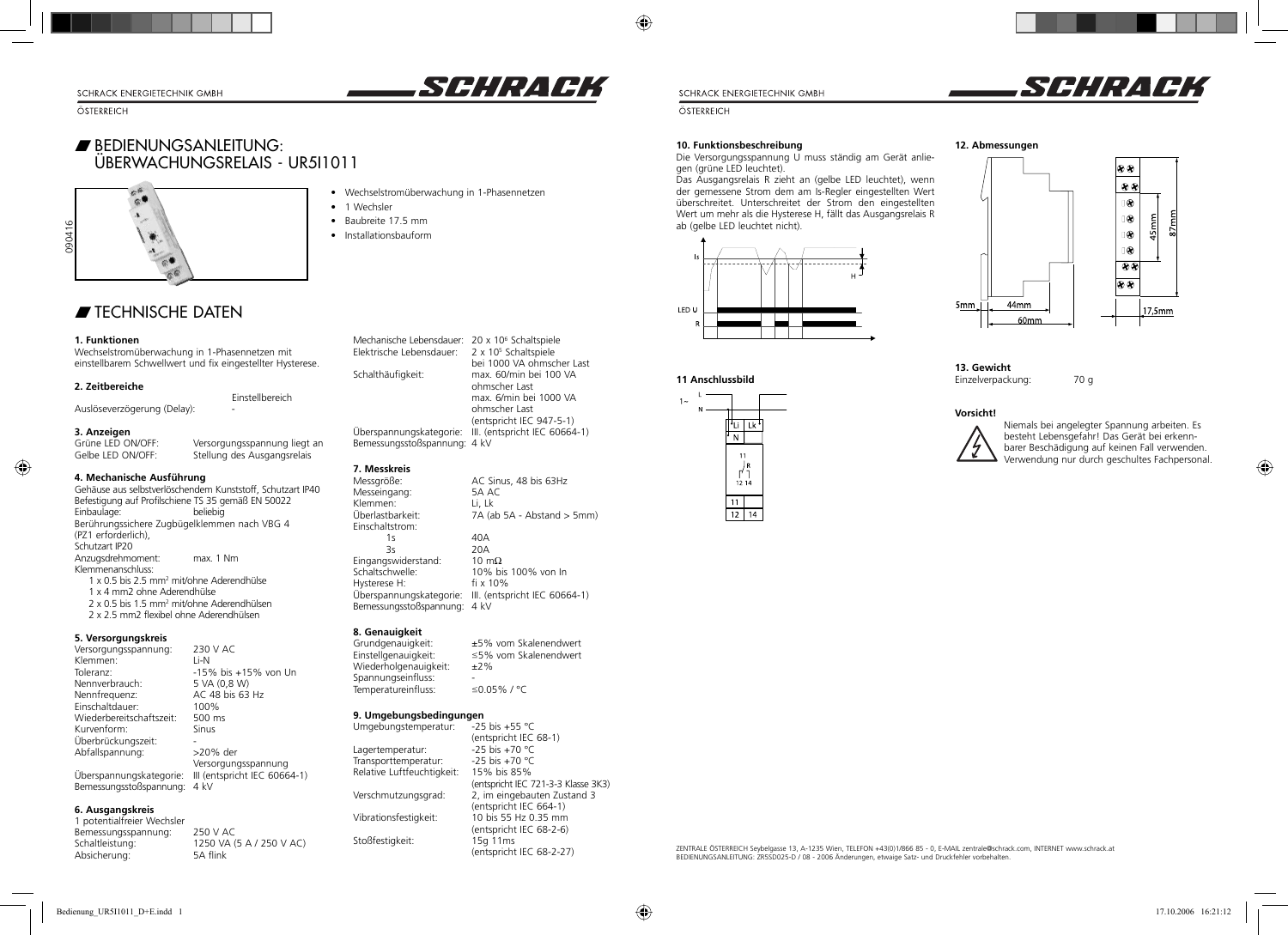# BEDIENUNGSANLEITUNG: ÜBERWACHUNGSRELAIS - UR5I1011

- Wechselstromüberwachung in 1-Phasennetzen
- 1 Wechsler
- Baubreite 17.5 mm
- Installationsbauform

## TECHNISCHE DATEN

### 1. Funktionen
Wechselstromüberwachung in 1-Phasennetzen mit einstellbarem Schwellwert und fix eingestellter Hysterese.

### 2. Zeitbereiche

| | Einstellbereich |
|---|---|
| Auslöseverzögerung (Delay): | - |

### 3. Anzeigen

| | |
|---|---|
| Grüne LED ON/OFF: | Versorgungsspannung liegt an |
| Gelbe LED ON/OFF: | Stellung des Ausgangsrelais |

### 4. Mechanische Ausführung
Gehäuse aus selbstverlöschendem Kunststoff, Schutzart IP40
Befestigung auf Profilschiene TS 35 gemäß EN 50022
Einbaulage: beliebig
Berührungssichere Zugbügelklemmen nach VBG 4 (PZ1 erforderlich),
Schutzart IP20
Anzugsdrehmoment: max. 1 Nm
Klemmenanschluss:
1 x 0.5 bis 2.5 mm² mit/ohne Aderendhülse
1 x 4 mm2 ohne Aderendhülse
2 x 0.5 bis 1.5 mm² mit/ohne Aderendhülsen
2 x 2.5 mm2 flexibel ohne Aderendhülsen

### 5. Versorgungskreis

| | |
|---|---|
| Versorgungsspannung: | 230 V AC |
| Klemmen: | Li-N |
| Toleranz: | -15% bis +15% von Un |
| Nennverbrauch: | 5 VA (0,8 W) |
| Nennfrequenz: | AC 48 bis 63 Hz |
| Einschaltdauer: | 100% |
| Wiederbereitschaftszeit: | 500 ms |
| Kurvenform: | Sinus |
| Überbrückungszeit: | - |
| Abfallspannung: | >20% der Versorgungsspannung |
| Überspannungskategorie: | III (entspricht IEC 60664-1) |
| Bemessungsstoßspannung: | 4 kV |

### 6. Ausgangskreis
1 potentialfreier Wechsler

| | |
|---|---|
| Bemessungsspannung: | 250 V AC |
| Schaltleistung: | 1250 VA (5 A / 250 V AC) |
| Absicherung: | 5A flink |
| Mechanische Lebensdauer: | 20 x 10⁶ Schaltspiele |
| Elektrische Lebensdauer: | 2 x 10⁵ Schaltspiele bei 1000 VA ohmscher Last |
| Schalthäufigkeit: | max. 60/min bei 100 VA ohmscher Last; max. 6/min bei 1000 VA ohmscher Last (entspricht IEC 947-5-1) |
| Überspannungskategorie: | III. (entspricht IEC 60664-1) |
| Bemessungsstoßspannung: | 4 kV |

### 7. Messkreis

| | |
|---|---|
| Messgröße: | AC Sinus, 48 bis 63Hz |
| Messeingang: | 5A AC |
| Klemmen: | Li, Lk |
| Überlastbarkeit: | 7A (ab 5A - Abstand > 5mm) |
| Einschaltstrom: | |
| 1s | 40A |
| 3s | 20A |
| Eingangswiderstand: | 10 mΩ |
| Schaltschwelle: | 10% bis 100% von In |
| Hysterese H: | fi x 10% |
| Überspannungskategorie: | III. (entspricht IEC 60664-1) |
| Bemessungsstoßspannung: | 4 kV |

### 8. Genauigkeit

| | |
|---|---|
| Grundgenauigkeit: | ±5% vom Skalenendwert |
| Einstellgenauigkeit: | ≤5% vom Skalenendwert |
| Wiederholgenauigkeit: | ±2% |
| Spannungseinfluss: | - |
| Temperatureinfluss: | ≤0.05% / °C |

### 9. Umgebungsbedingungen

| | |
|---|---|
| Umgebungstemperatur: | -25 bis +55 °C (entspricht IEC 68-1) |
| Lagertemperatur: | -25 bis +70 °C |
| Transporttemperatur: | -25 bis +70 °C |
| Relative Luftfeuchtigkeit: | 15% bis 85% (entspricht IEC 721-3-3 Klasse 3K3) |
| Verschmutzungsgrad: | 2, im eingebauten Zustand 3 (entspricht IEC 664-1) |
| Vibrationsfestigkeit: | 10 bis 55 Hz 0.35 mm (entspricht IEC 68-2-6) |
| Stoßfestigkeit: | 15g 11ms (entspricht IEC 68-2-27) |

### 10. Funktionsbeschreibung
Die Versorgungsspannung U muss ständig am Gerät anliegen (grüne LED leuchtet).
Das Ausgangsrelais R zieht an (gelbe LED leuchtet), wenn der gemessene Strom dem am Is-Regler eingestellten Wert überschreitet. Unterschreitet der Strom den eingestellten Wert um mehr als die Hysterese H, fällt das Ausgangsrelais R ab (gelbe LED leuchtet nicht).

### 11 Anschlussbild

### 12. Abmessungen

### 13. Gewicht

| | |
|---|---|
| Einzelverpackung: | 70 g |

### Vorsicht!
Niemals bei angelegter Spannung arbeiten. Es besteht Lebensgefahr! Das Gerät bei erkennbarer Beschädigung auf keinen Fall verwenden. Verwendung nur durch geschultes Fachpersonal.

ZENTRALE ÖSTERREICH Seybelgasse 13, A-1235 Wien, TELEFON +43(0)1/866 85 - 0, E-MAIL zentrale@schrack.com, INTERNET www.schrack.at
BEDIENUNGSANLEITUNG: ZR5SD025-D / 08 - 2006 Änderungen, etwaige Satz- und Druckfehler vorbehalten.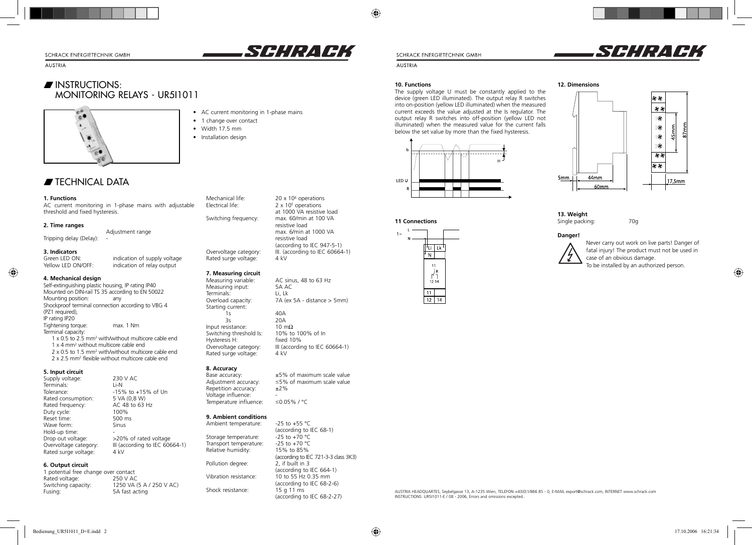SCHRACK ENERGIETECHNIK GMBH

AUSTRIA

# INSTRUCTIONS: MONITORING RELAYS - UR5I1011

- AC current monitoring in 1-phase mains
- 1 change over contact
- Width 17.5 mm
- Installation design

## TECHNICAL DATA

### 1. Functions

AC current monitoring in 1-phase mains with adjustable threshold and fixed hysteresis.

### 2. Time ranges

| | |
|---|---|
| | Adjustment range |
| Tripping delay (Delay): | - |

### 3. Indicators

| | |
|---|---|
| Green LED ON: | indication of supply voltage |
| Yellow LED ON/OFF: | indication of relay output |

### 4. Mechanical design

Self-extinguishing plastic housing, IP rating IP40
Mounted on DIN-rail TS 35 according to EN 50022
Mounting position: any
Shockproof terminal connection according to VBG 4 (PZ1 required),
IP rating IP20
Tightening torque: max. 1 Nm
Terminal capacity:
1 x 0.5 to 2.5 mm² with/without multicore cable end
1 x 4 mm² without multicore cable end
2 x 0.5 to 1.5 mm² with/without multicore cable end
2 x 2.5 mm² flexible without multicore cable end

### 5. Input circuit

| | |
|---|---|
| Supply voltage: | 230 V AC |
| Terminals: | Li-N |
| Tolerance: | -15% to +15% of Un |
| Rated consumption: | 5 VA (0,8 W) |
| Rated frequency: | AC 48 to 63 Hz |
| Duty cycle: | 100% |
| Reset time: | 500 ms |
| Wave form: | Sinus |
| Hold-up time: | - |
| Drop out voltage: | >20% of rated voltage |
| Overvoltage category: | III (according to IEC 60664-1) |
| Rated surge voltage: | 4 kV |

### 6. Output circuit

1 potential free change over contact

| | |
|---|---|
| Rated voltage: | 250 V AC |
| Switching capacity: | 1250 VA (5 A / 250 V AC) |
| Fusing: | 5A fast acting |
| Mechanical life: | $20 \times 10^6$ operations |
| Electrical life: | $2 \times 10^5$ operations at 1000 VA resistive load |
| Switching frequency: | max. 60/min at 100 VA resistive load<br>max. 6/min at 1000 VA resistive load<br>(according to IEC 947-5-1) |
| Overvoltage category: | III. (according to IEC 60664-1) |
| Rated surge voltage: | 4 kV |

### 7. Measuring circuit

| | |
|---|---|
| Measuring variable: | AC sinus, 48 to 63 Hz |
| Measuring input: | 5A AC |
| Terminals: | Li, Lk |
| Overload capacity: | 7A (ex 5A - distance > 5mm) |
| Starting current: | |
| 1s | 40A |
| 3s | 20A |
| Input resistance: | 10 mΩ |
| Switching threshold Is: | 10% to 100% of In |
| Hysteresis H: | fixed 10% |
| Overvoltage category: | III (according to IEC 60664-1) |
| Rated surge voltage: | 4 kV |

### 8. Accuracy

| | |
|---|---|
| Base accuracy: | ±5% of maximum scale value |
| Adjustment accuracy: | ≤5% of maximum scale value |
| Repetition accuracy: | ±2% |
| Voltage influence: | - |
| Temperature influence: | ≤0.05% / °C |

### 9. Ambient conditions

| | |
|---|---|
| Ambient temperature: | -25 to +55 °C (according to IEC 68-1) |
| Storage temperature: | -25 to +70 °C |
| Transport temperature: | -25 to +70 °C |
| Relative humidity: | 15% to 85% (according to IEC 721-3-3 class 3K3) |
| Pollution degree: | 2, if built in 3 (according to IEC 664-1) |
| Vibration resistance: | 10 to 55 Hz 0.35 mm (according to IEC 68-2-6) |
| Shock resistance: | 15 g 11 ms (according to IEC 68-2-27) |

### 10. Functions

The supply voltage U must be constantly applied to the device (green LED illuminated). The output relay R switches into on-position (yellow LED illuminated) when the measured current exceeds the value adjusted at the Is regulator. The output relay R switches into off-position (yellow LED not illuminated) when the measured value for the current falls below the set value by more than the fixed hysteresis.

Is

H

LED U

R

### 11 Connections

1~

L

N

Li Lk

N

11

R

12 14

11

12 14

### 12. Dimensions

5mm

44mm

60mm

45mm

87mm

17,5mm

### 13. Weight

Single packing: 70g

### Danger!

Never carry out work on live parts! Danger of fatal injury! The product must not be used in case of an obvious damage.
To be installed by an authorized person.

AUSTRIA HEADQUARTES, Seybelgasse 13, A-1235 Wien, TELEFON +43(0)1/866 85 - 0, E-MAIL export@schrack.com, INTERNET www.schrack.com
INSTRUCTIONS: UR5I1011-E / 08 - 2006, Errors and omissions excepted..